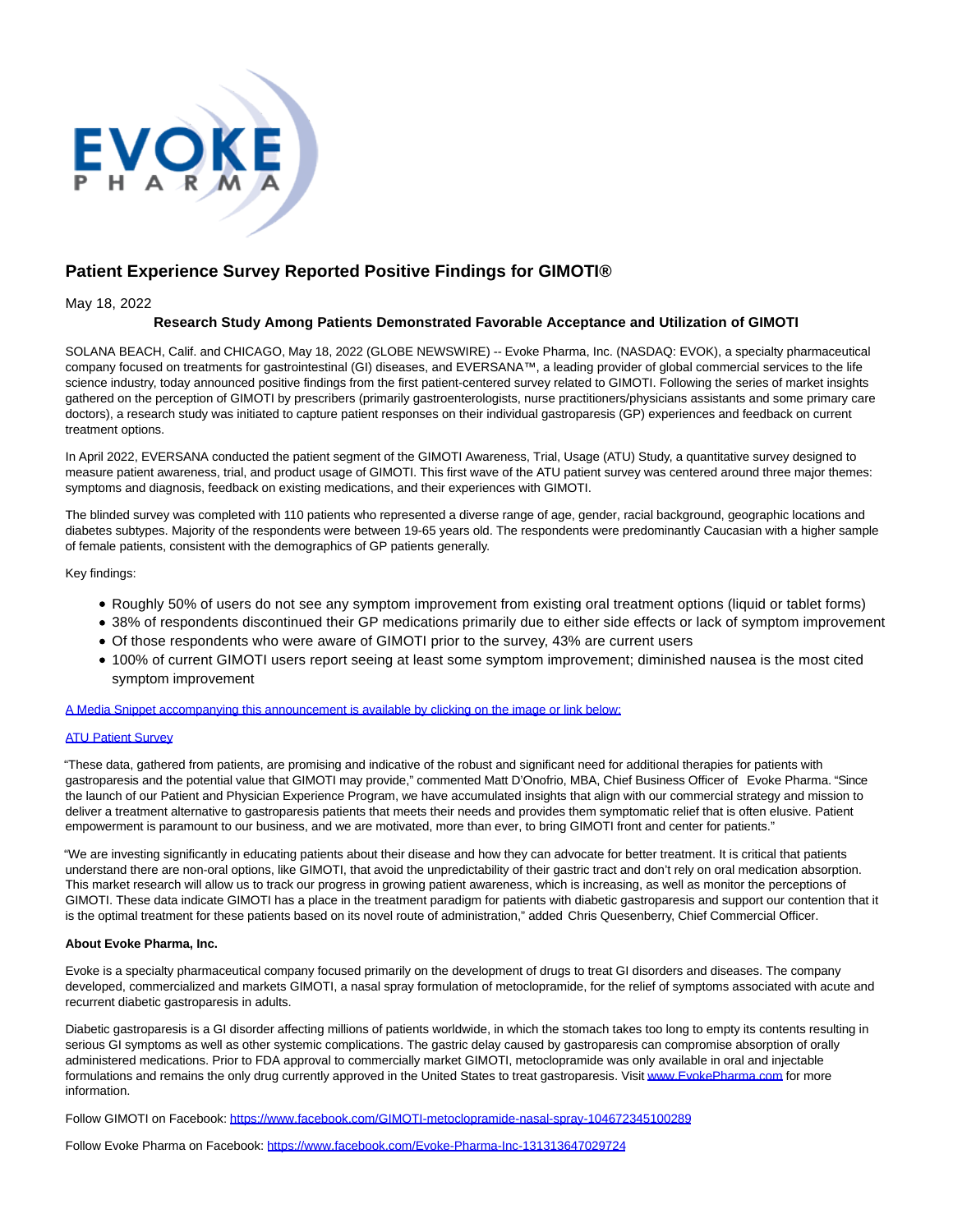# Patient Experience Survey Reported Positive Findings for GIMOTI®

May 18, 2022

### Research Study Among Patients Demonstrated Favorable Acceptance and Utilization of GIMOTI

SOLANA BEACH, Calif. and CHICAGO, May 18, 2022 (GLOBE NEWSWIRE) -- Evoke Pharma, Inc. (NASDAQ: EVOK), a specialty pharmaceutical company focused on treatments for gastrointestinal (GI) diseases, and EVERSANA™, a leading provider of global commercial services to the life science industry, today announced positive findings from the first patient-centered survey related to GIMOTI. Following the series of market insights gathered on the perception of GIMOTI by prescribers (primarily gastroenterologists, nurse practitioners/physicians assistants and some primary care doctors), a research study was initiated to capture patient responses on their individual gastroparesis (GP) experiences and feedback on current treatment options.

In April 2022, EVERSANA conducted the patient segment of the GIMOTI Awareness, Trial, Usage (ATU) Study, a quantitative survey designed to measure patient awareness, trial, and product usage of GIMOTI. This first wave of the ATU patient survey was centered around three major themes: symptoms and diagnosis, feedback on existing medications, and their experiences with GIMOTI.

The blinded survey was completed with 110 patients who represented a diverse range of age, gender, racial background, geographic locations and diabetes subtypes. Majority of the respondents were between 19-65 years old. The respondents were predominantly Caucasian with a higher sample of female patients, consistent with the demographics of GP patients generally.

Key findings:

- Roughly 50% of users do not see any symptom improvement from existing oral treatment options (liquid or tablet forms)
- 38% of respondents discontinued their GP medications primarily due to either side effects or lack of symptom improvement
- Of those respondents who were aware of GIMOTI prior to the survey, 43% are current users
- 100% of current GIMOTI users report seeing at least some symptom improvement; diminished nausea is the most cited symptom improvement

A Media Snippet accompanying this announcement is available by clicking on the image or link below:

ATU Patient Survey

"These data, gathered from patients, are promising and indicative of the robust and significant need for additional therapies for patients with gastroparesis and the potential value that GIMOTI may provide," commented Matt D'Onofrio, MBA, Chief Business Officer of Evoke Pharma. "Since the launch of our Patient and Physician Experience Program, we have accumulated insights that align with our commercial strategy and mission to deliver a treatment alternative to gastroparesis patients that meets their needs and provides them symptomatic relief that is often elusive. Patient empowerment is paramount to our business, and we are motivated, more than ever, to bring GIMOTI front and center for patients."

"We are investing significantly in educating patients about their disease and how they can advocate for better treatment. It is critical that patients understand there are non-oral options, like GIMOTI, that avoid the unpredictability of their gastric tract and don't rely on oral medication absorption. This market research will allow us to track our progress in growing patient awareness, which is increasing, as well as monitor the perceptions of GIMOTI. These data indicate GIMOTI has a place in the treatment paradigm for patients with diabetic gastroparesis and support our contention that it is the optimal treatment for these patients based on its novel route of administration," added Chris Quesenberry, Chief Commercial Officer.

**About Evoke Pharma, Inc.**

Evoke is a specialty pharmaceutical company focused primarily on the development of drugs to treat GI disorders and diseases. The company developed, commercialized and markets GIMOTI, a nasal spray formulation of metoclopramide, for the relief of symptoms associated with acute and recurrent diabetic gastroparesis in adults.

Diabetic gastroparesis is a GI disorder affecting millions of patients worldwide, in which the stomach takes too long to empty its contents resulting in serious GI symptoms as well as other systemic complications. The gastric delay caused by gastroparesis can compromise absorption of orally administered medications. Prior to FDA approval to commercially market GIMOTI, metoclopramide was only available in oral and injectable formulations and remains the only drug currently approved in the United States to treat gastroparesis. Visit www.EvokePharma.com for more information.

Follow GIMOTI on Facebook: https://www.facebook.com/GIMOTI-metoclopramide-nasal-spray-104672345100289

Follow Evoke Pharma on Facebook: https://www.facebook.com/Evoke-Pharma-Inc-131313647029724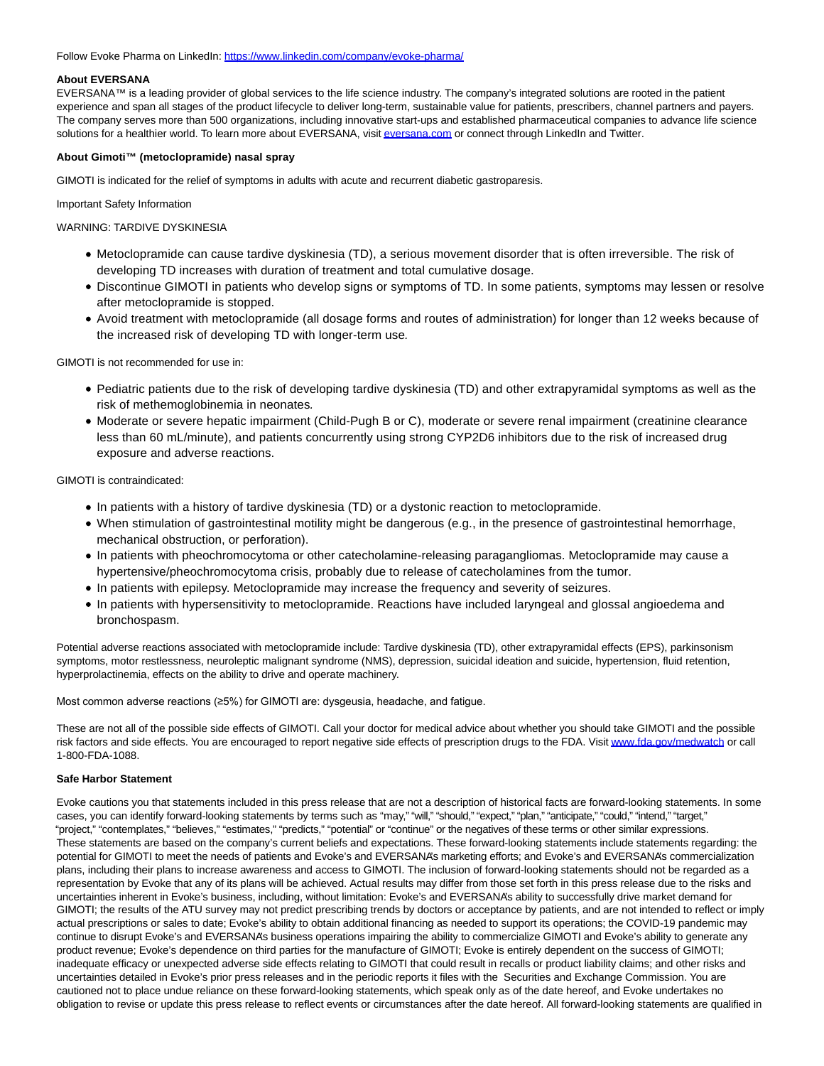Follow Evoke Pharma on LinkedIn: https://www.linkedin.com/company/evoke-pharma/

**About EVERSANA**

EVERSANA™ is a leading provider of global services to the life science industry. The company's integrated solutions are rooted in the patient experience and span all stages of the product lifecycle to deliver long-term, sustainable value for patients, prescribers, channel partners and payers. The company serves more than 500 organizations, including innovative start-ups and established pharmaceutical companies to advance life science solutions for a healthier world. To learn more about EVERSANA, visit eversana.com or connect through LinkedIn and Twitter.

**About Gimoti™ (metoclopramide) nasal spray**

GIMOTI is indicated for the relief of symptoms in adults with acute and recurrent diabetic gastroparesis.

Important Safety Information

WARNING: TARDIVE DYSKINESIA

- Metoclopramide can cause tardive dyskinesia (TD), a serious movement disorder that is often irreversible. The risk of developing TD increases with duration of treatment and total cumulative dosage.
- Discontinue GIMOTI in patients who develop signs or symptoms of TD. In some patients, symptoms may lessen or resolve after metoclopramide is stopped.
- Avoid treatment with metoclopramide (all dosage forms and routes of administration) for longer than 12 weeks because of the increased risk of developing TD with longer-term use.

GIMOTI is not recommended for use in:

- Pediatric patients due to the risk of developing tardive dyskinesia (TD) and other extrapyramidal symptoms as well as the risk of methemoglobinemia in neonates.
- Moderate or severe hepatic impairment (Child-Pugh B or C), moderate or severe renal impairment (creatinine clearance less than 60 mL/minute), and patients concurrently using strong CYP2D6 inhibitors due to the risk of increased drug exposure and adverse reactions.

GIMOTI is contraindicated:

- In patients with a history of tardive dyskinesia (TD) or a dystonic reaction to metoclopramide.
- When stimulation of gastrointestinal motility might be dangerous (e.g., in the presence of gastrointestinal hemorrhage, mechanical obstruction, or perforation).
- In patients with pheochromocytoma or other catecholamine-releasing paragangliomas. Metoclopramide may cause a hypertensive/pheochromocytoma crisis, probably due to release of catecholamines from the tumor.
- In patients with epilepsy. Metoclopramide may increase the frequency and severity of seizures.
- In patients with hypersensitivity to metoclopramide. Reactions have included laryngeal and glossal angioedema and bronchospasm.

Potential adverse reactions associated with metoclopramide include: Tardive dyskinesia (TD), other extrapyramidal effects (EPS), parkinsonism symptoms, motor restlessness, neuroleptic malignant syndrome (NMS), depression, suicidal ideation and suicide, hypertension, fluid retention, hyperprolactinemia, effects on the ability to drive and operate machinery.

Most common adverse reactions (≥5%) for GIMOTI are: dysgeusia, headache, and fatigue.

These are not all of the possible side effects of GIMOTI. Call your doctor for medical advice about whether you should take GIMOTI and the possible risk factors and side effects. You are encouraged to report negative side effects of prescription drugs to the FDA. Visit www.fda.gov/medwatch or call 1-800-FDA-1088.

**Safe Harbor Statement**

Evoke cautions you that statements included in this press release that are not a description of historical facts are forward-looking statements. In some cases, you can identify forward-looking statements by terms such as "may," "will," "should," "expect," "plan," "anticipate," "could," "intend," "target," "project," "contemplates," "believes," "estimates," "predicts," "potential" or "continue" or the negatives of these terms or other similar expressions. These statements are based on the company's current beliefs and expectations. These forward-looking statements include statements regarding: the potential for GIMOTI to meet the needs of patients and Evoke's and EVERSANA's marketing efforts; and Evoke's and EVERSANA's commercialization plans, including their plans to increase awareness and access to GIMOTI. The inclusion of forward-looking statements should not be regarded as a representation by Evoke that any of its plans will be achieved. Actual results may differ from those set forth in this press release due to the risks and uncertainties inherent in Evoke's business, including, without limitation: Evoke's and EVERSANA's ability to successfully drive market demand for GIMOTI; the results of the ATU survey may not predict prescribing trends by doctors or acceptance by patients, and are not intended to reflect or imply actual prescriptions or sales to date; Evoke's ability to obtain additional financing as needed to support its operations; the COVID-19 pandemic may continue to disrupt Evoke's and EVERSANA's business operations impairing the ability to commercialize GIMOTI and Evoke's ability to generate any product revenue; Evoke's dependence on third parties for the manufacture of GIMOTI; Evoke is entirely dependent on the success of GIMOTI; inadequate efficacy or unexpected adverse side effects relating to GIMOTI that could result in recalls or product liability claims; and other risks and uncertainties detailed in Evoke's prior press releases and in the periodic reports it files with the Securities and Exchange Commission. You are cautioned not to place undue reliance on these forward-looking statements, which speak only as of the date hereof, and Evoke undertakes no obligation to revise or update this press release to reflect events or circumstances after the date hereof. All forward-looking statements are qualified in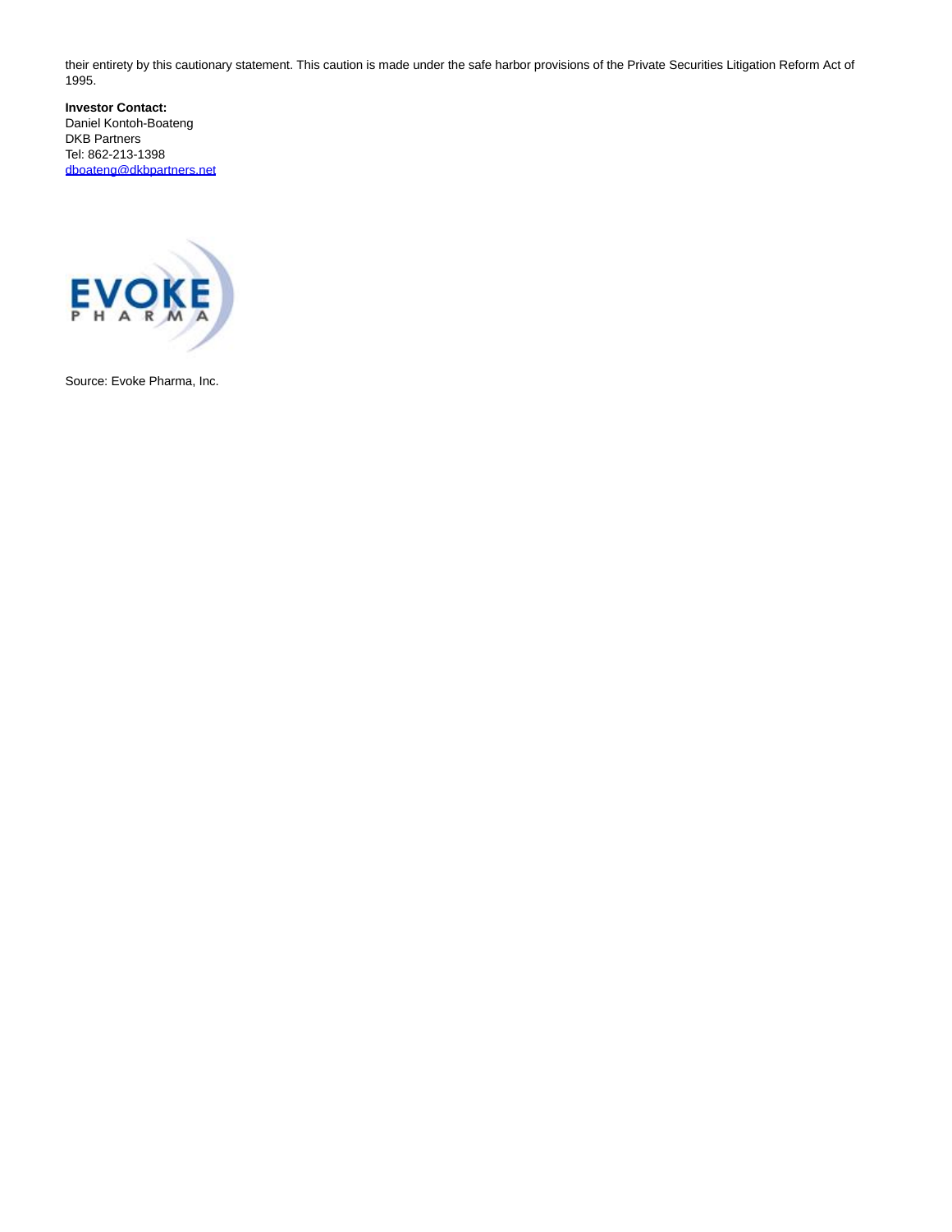their entirety by this cautionary statement. This caution is made under the safe harbor provisions of the Private Securities Litigation Reform Act of 1995.

**Investor Contact:**
Daniel Kontoh-Boateng
DKB Partners
Tel: 862-213-1398
dboateng@dkbpartners.net

Source: Evoke Pharma, Inc.